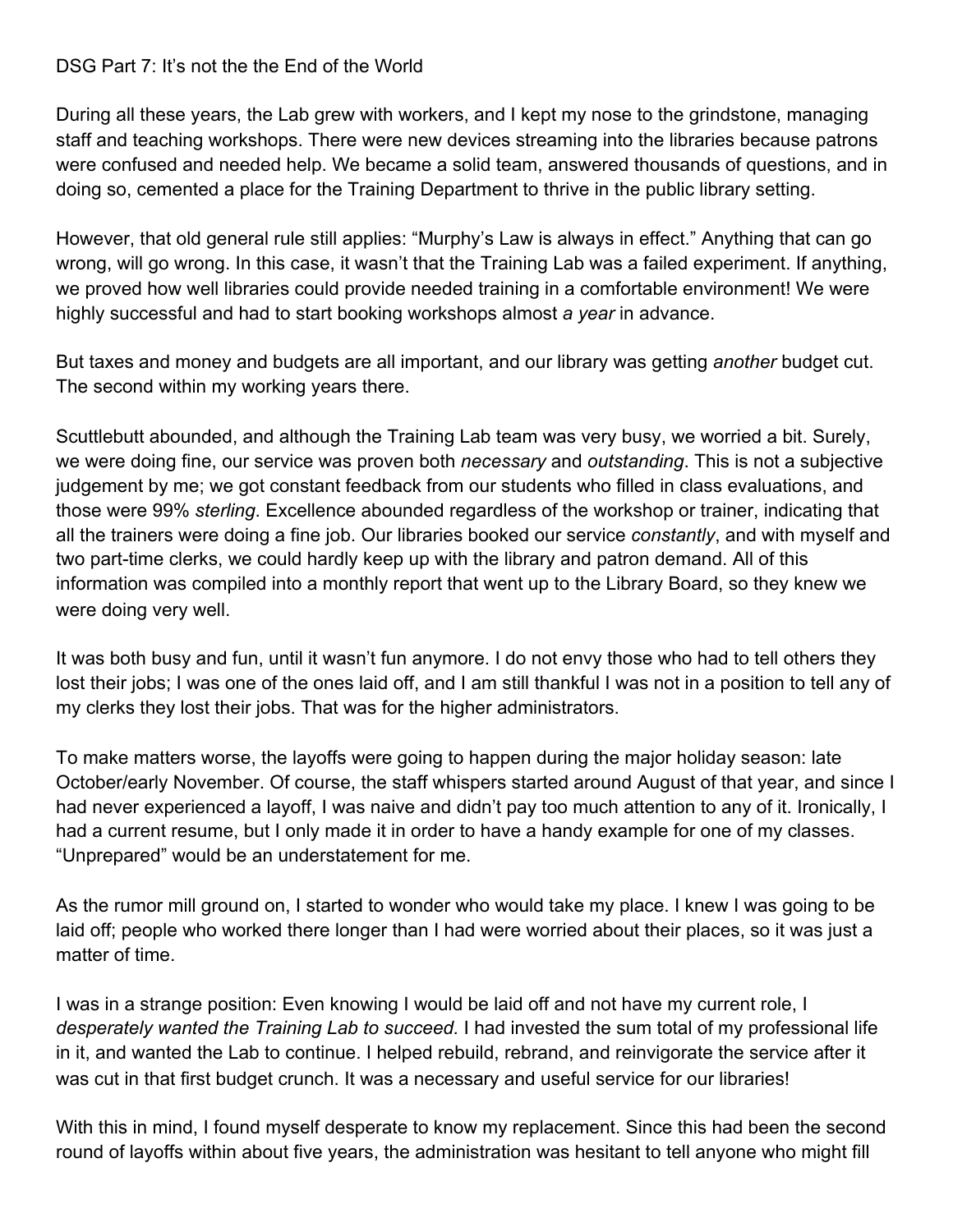DSG Part 7: It's not the the End of the World

During all these years, the Lab grew with workers, and I kept my nose to the grindstone, managing staff and teaching workshops. There were new devices streaming into the libraries because patrons were confused and needed help. We became a solid team, answered thousands of questions, and in doing so, cemented a place for the Training Department to thrive in the public library setting.

However, that old general rule still applies: "Murphy's Law is always in effect." Anything that can go wrong, will go wrong. In this case, it wasn't that the Training Lab was a failed experiment. If anything, we proved how well libraries could provide needed training in a comfortable environment! We were highly successful and had to start booking workshops almost *a year* in advance.

But taxes and money and budgets are all important, and our library was getting *another* budget cut. The second within my working years there.

Scuttlebutt abounded, and although the Training Lab team was very busy, we worried a bit. Surely, we were doing fine, our service was proven both *necessary* and *outstanding*. This is not a subjective judgement by me; we got constant feedback from our students who filled in class evaluations, and those were 99% *sterling*. Excellence abounded regardless of the workshop or trainer, indicating that all the trainers were doing a fine job. Our libraries booked our service *constantly*, and with myself and two part-time clerks, we could hardly keep up with the library and patron demand. All of this information was compiled into a monthly report that went up to the Library Board, so they knew we were doing very well.

It was both busy and fun, until it wasn't fun anymore. I do not envy those who had to tell others they lost their jobs; I was one of the ones laid off, and I am still thankful I was not in a position to tell any of my clerks they lost their jobs. That was for the higher administrators.

To make matters worse, the layoffs were going to happen during the major holiday season: late October/early November. Of course, the staff whispers started around August of that year, and since I had never experienced a layoff, I was naive and didn't pay too much attention to any of it. Ironically, I had a current resume, but I only made it in order to have a handy example for one of my classes. "Unprepared" would be an understatement for me.

As the rumor mill ground on, I started to wonder who would take my place. I knew I was going to be laid off; people who worked there longer than I had were worried about their places, so it was just a matter of time.

I was in a strange position: Even knowing I would be laid off and not have my current role, I *desperately wanted the Training Lab to succeed.* I had invested the sum total of my professional life in it, and wanted the Lab to continue. I helped rebuild, rebrand, and reinvigorate the service after it was cut in that first budget crunch. It was a necessary and useful service for our libraries!

With this in mind, I found myself desperate to know my replacement. Since this had been the second round of layoffs within about five years, the administration was hesitant to tell anyone who might fill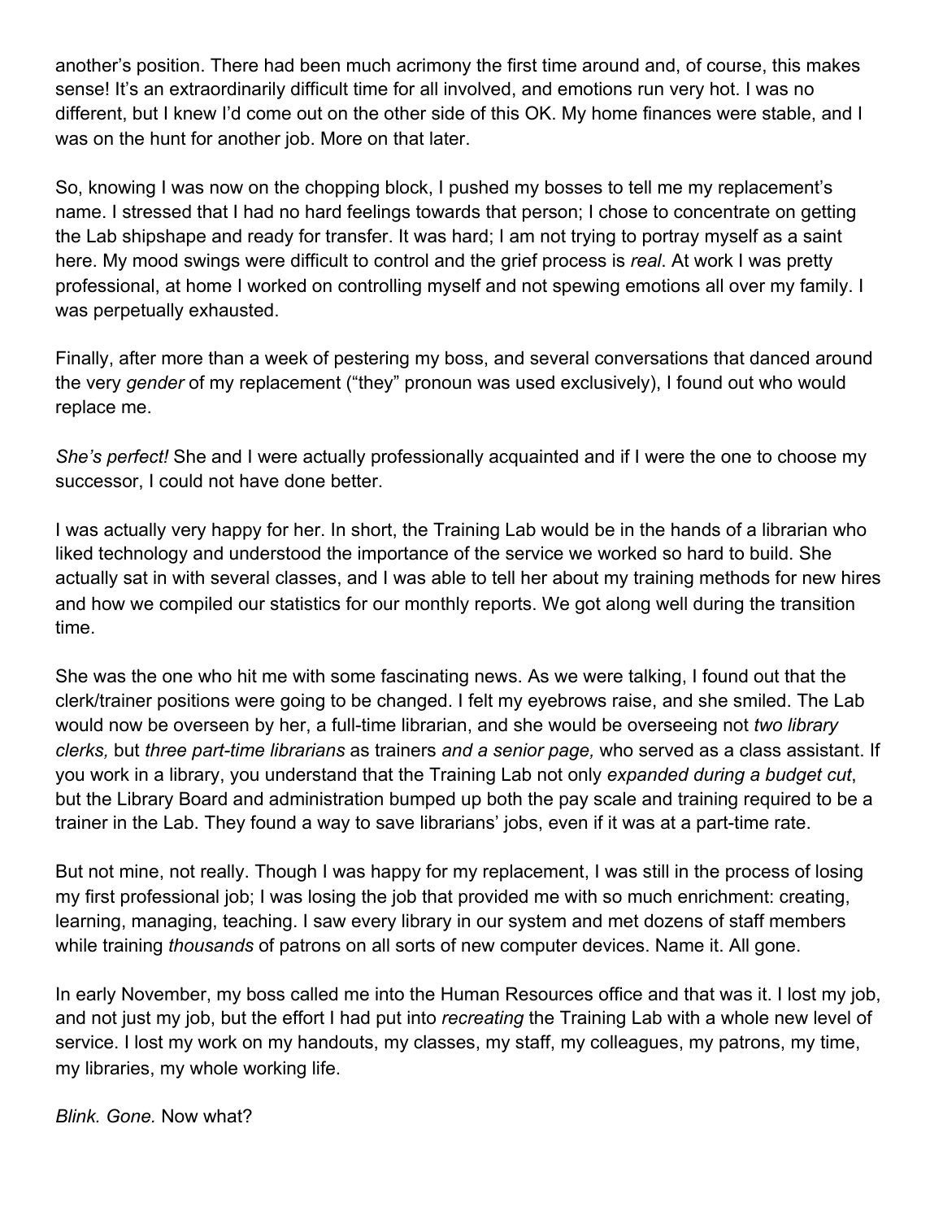another's position. There had been much acrimony the first time around and, of course, this makes sense! It's an extraordinarily difficult time for all involved, and emotions run very hot. I was no different, but I knew I'd come out on the other side of this OK. My home finances were stable, and I was on the hunt for another job. More on that later.

So, knowing I was now on the chopping block, I pushed my bosses to tell me my replacement's name. I stressed that I had no hard feelings towards that person; I chose to concentrate on getting the Lab shipshape and ready for transfer. It was hard; I am not trying to portray myself as a saint here. My mood swings were difficult to control and the grief process is *real*. At work I was pretty professional, at home I worked on controlling myself and not spewing emotions all over my family. I was perpetually exhausted.

Finally, after more than a week of pestering my boss, and several conversations that danced around the very *gender* of my replacement ("they" pronoun was used exclusively), I found out who would replace me.

*She's perfect!* She and I were actually professionally acquainted and if I were the one to choose my successor, I could not have done better.

I was actually very happy for her. In short, the Training Lab would be in the hands of a librarian who liked technology and understood the importance of the service we worked so hard to build. She actually sat in with several classes, and I was able to tell her about my training methods for new hires and how we compiled our statistics for our monthly reports. We got along well during the transition time.

She was the one who hit me with some fascinating news. As we were talking, I found out that the clerk/trainer positions were going to be changed. I felt my eyebrows raise, and she smiled. The Lab would now be overseen by her, a full-time librarian, and she would be overseeing not *two library clerks,* but *three part-time librarians* as trainers *and a senior page,* who served as a class assistant. If you work in a library, you understand that the Training Lab not only *expanded during a budget cut*, but the Library Board and administration bumped up both the pay scale and training required to be a trainer in the Lab. They found a way to save librarians' jobs, even if it was at a part-time rate.

But not mine, not really. Though I was happy for my replacement, I was still in the process of losing my first professional job; I was losing the job that provided me with so much enrichment: creating, learning, managing, teaching. I saw every library in our system and met dozens of staff members while training *thousands* of patrons on all sorts of new computer devices. Name it. All gone.

In early November, my boss called me into the Human Resources office and that was it. I lost my job, and not just my job, but the effort I had put into *recreating* the Training Lab with a whole new level of service. I lost my work on my handouts, my classes, my staff, my colleagues, my patrons, my time, my libraries, my whole working life.

*Blink. Gone.* Now what?